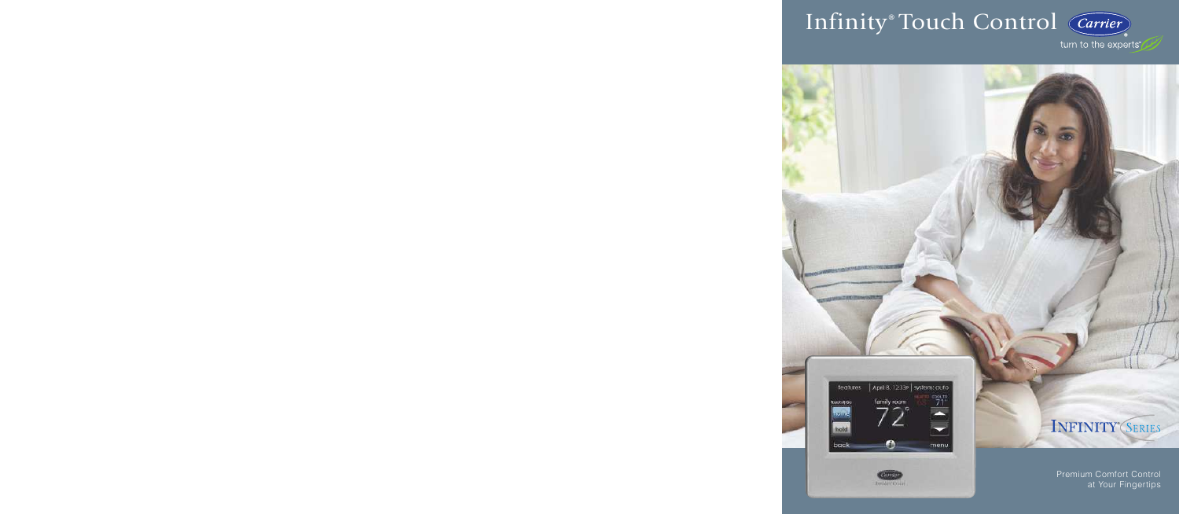# Infinity® Touch Control

turn to the experts®

INFINITY® SERIES

Premium Comfort Control at Your Fingertips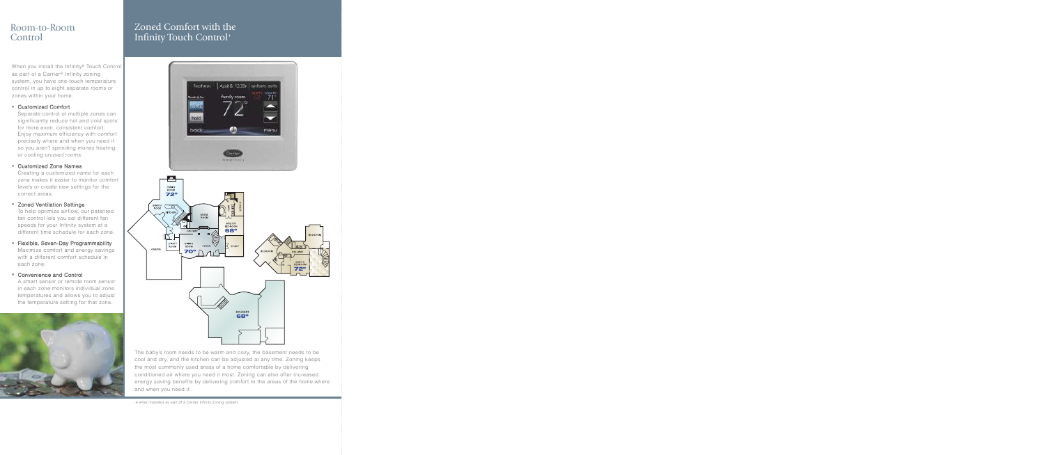## Room-to-Room Control

When you install the Infinity® Touch Control as part of a Carrier® Infinity zoning system, you have one-touch temperature control in up to eight separate rooms or zones within your home.

- **Customized Comfort**
  Separate control of multiple zones can significantly reduce hot and cold spots for more even, consistent comfort. Enjoy maximum efficiency with comfort precisely where and when you need it so you aren't spending money heating or cooling unused rooms.
- **Customized Zone Names**
  Creating a customized name for each zone makes it easier to monitor comfort levels or create new settings for the correct areas.
- **Zoned Ventilation Settings**
  To help optimize airflow, our patented fan control lets you set different fan speeds for your Infinity system at a different time schedule for each zone.
- **Flexible, Seven-Day Programmability**
  Maximize comfort and energy savings with a different comfort schedule in each zone.
- **Convenience and Control**
  A smart sensor or remote room sensor in each zone monitors individual zone temperatures and allows you to adjust the temperature setting for that zone.

## Zoned Comfort with the Infinity Touch Control+

The baby's room needs to be warm and cozy, the basement needs to be cool and dry, and the kitchen can be adjusted at any time. Zoning keeps the most commonly used areas of a home comfortable by delivering conditioned air where you need it most. Zoning can also offer increased energy saving benefits by delivering comfort to the areas of the home where and when you need it.

+ when installed as part of a Carrier Infinity zoning system.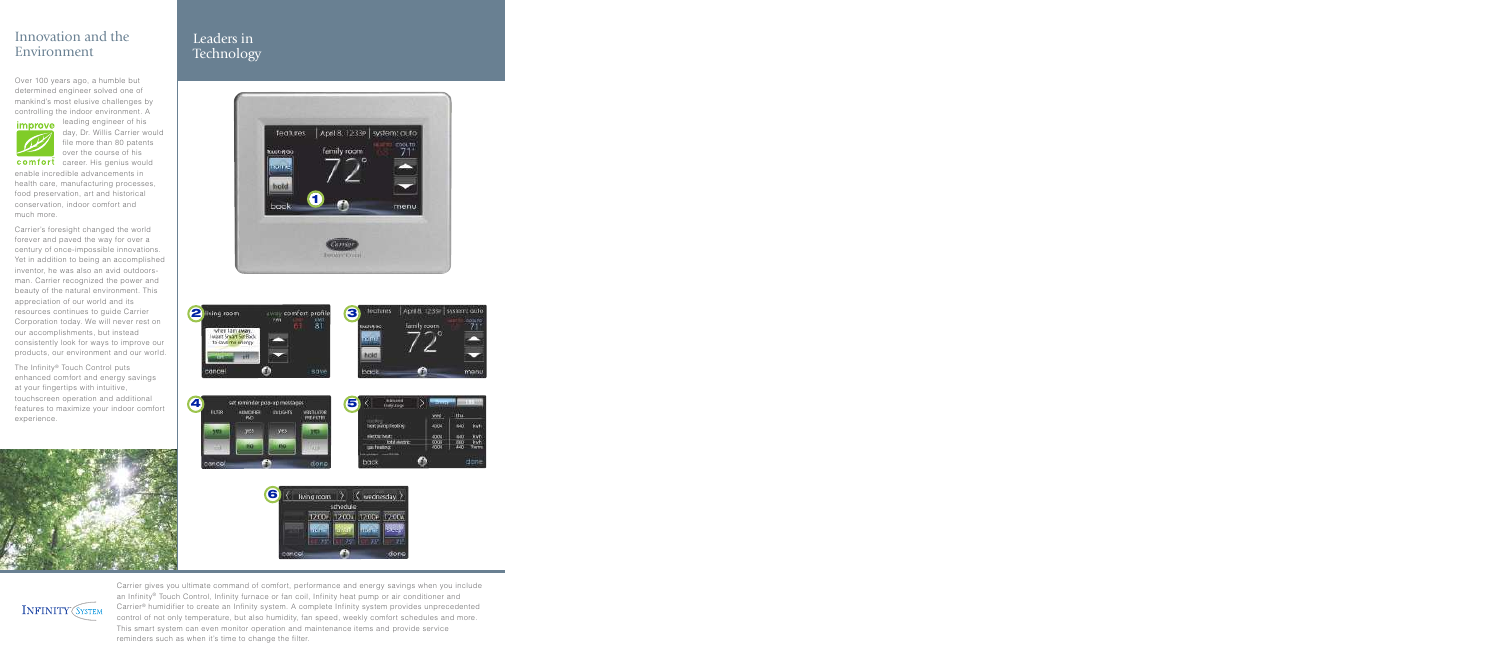# Innovation and the Environment

Over 100 years ago, a humble but determined engineer solved one of mankind's most elusive challenges by controlling the indoor environment. A leading engineer of his day, Dr. Willis Carrier would file more than 80 patents over the course of his career. His genius would enable incredible advancements in health care, manufacturing processes, food preservation, art and historical conservation, indoor comfort and much more.

Carrier's foresight changed the world forever and paved the way for over a century of once-impossible innovations. Yet in addition to being an accomplished inventor, he was also an avid outdoorsman. Carrier recognized the power and beauty of the natural environment. This appreciation of our world and its resources continues to guide Carrier Corporation today. We will never rest on our accomplishments, but instead consistently look for ways to improve our products, our environment and our world.

The Infinity® Touch Control puts enhanced comfort and energy savings at your fingertips with intuitive, touchscreen operation and additional features to maximize your indoor comfort experience.

# Leaders in Technology

Carrier gives you ultimate command of comfort, performance and energy savings when you include an Infinity® Touch Control, Infinity furnace or fan coil, Infinity heat pump or air conditioner and Carrier® humidifier to create an Infinity system. A complete Infinity system provides unprecedented control of not only temperature, but also humidity, fan speed, weekly comfort schedules and more. This smart system can even monitor operation and maintenance items and provide service reminders such as when it's time to change the filter.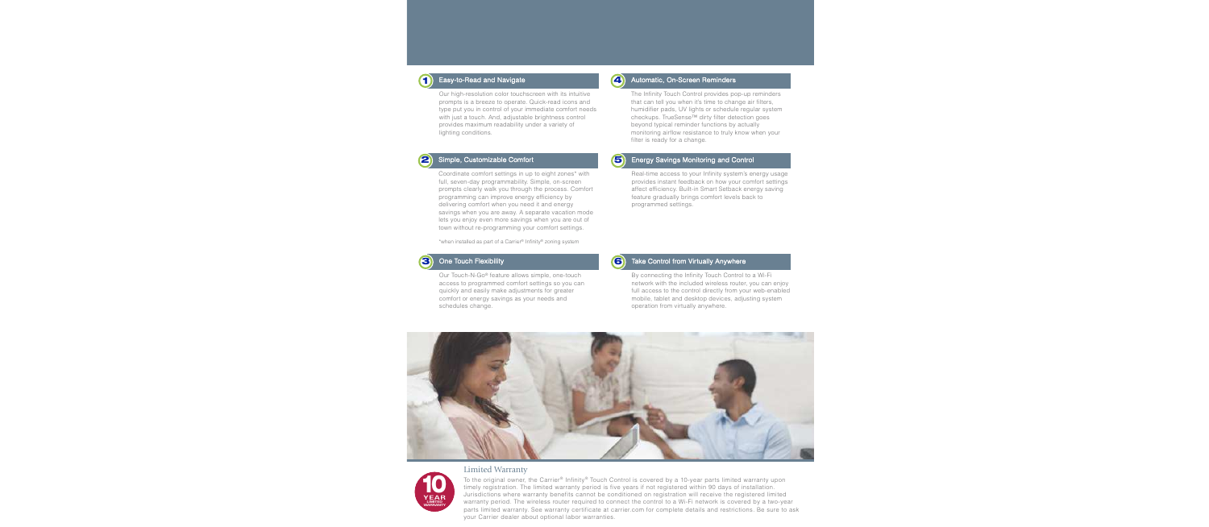## 1 Easy-to-Read and Navigate

Our high-resolution color touchscreen with its intuitive prompts is a breeze to operate. Quick-read icons and type put you in control of your immediate comfort needs with just a touch. And, adjustable brightness control provides maximum readability under a variety of lighting conditions.

## 2 Simple, Customizable Comfort

Coordinate comfort settings in up to eight zones* with full, seven-day programmability. Simple, on-screen prompts clearly walk you through the process. Comfort programming can improve energy efficiency by delivering comfort when you need it and energy savings when you are away. A separate vacation mode lets you enjoy even more savings when you are out of town without re-programming your comfort settings.

*when installed as part of a Carrier® Infinity® zoning system

## 3 One Touch Flexibility

Our Touch-N-Go® feature allows simple, one-touch access to programmed comfort settings so you can quickly and easily make adjustments for greater comfort or energy savings as your needs and schedules change.

## 4 Automatic, On-Screen Reminders

The Infinity Touch Control provides pop-up reminders that can tell you when it's time to change air filters, humidifier pads, UV lights or schedule regular system checkups. TrueSense™ dirty filter detection goes beyond typical reminder functions by actually monitoring airflow resistance to truly know when your filter is ready for a change.

## 5 Energy Savings Monitoring and Control

Real-time access to your Infinity system's energy usage provides instant feedback on how your comfort settings affect efficiency. Built-in Smart Setback energy saving feature gradually brings comfort levels back to programmed settings.

## 6 Take Control from Virtually Anywhere

By connecting the Infinity Touch Control to a Wi-Fi network with the included wireless router, you can enjoy full access to the control directly from your web-enabled mobile, tablet and desktop devices, adjusting system operation from virtually anywhere.

10 YEAR LIMITED WARRANTY

## Limited Warranty

To the original owner, the Carrier® Infinity® Touch Control is covered by a 10-year parts limited warranty upon timely registration. The limited warranty period is five years if not registered within 90 days of installation. Jurisdictions where warranty benefits cannot be conditioned on registration will receive the registered limited warranty period. The wireless router required to connect the control to a Wi-Fi network is covered by a two-year parts limited warranty. See warranty certificate at carrier.com for complete details and restrictions. Be sure to ask your Carrier dealer about optional labor warranties.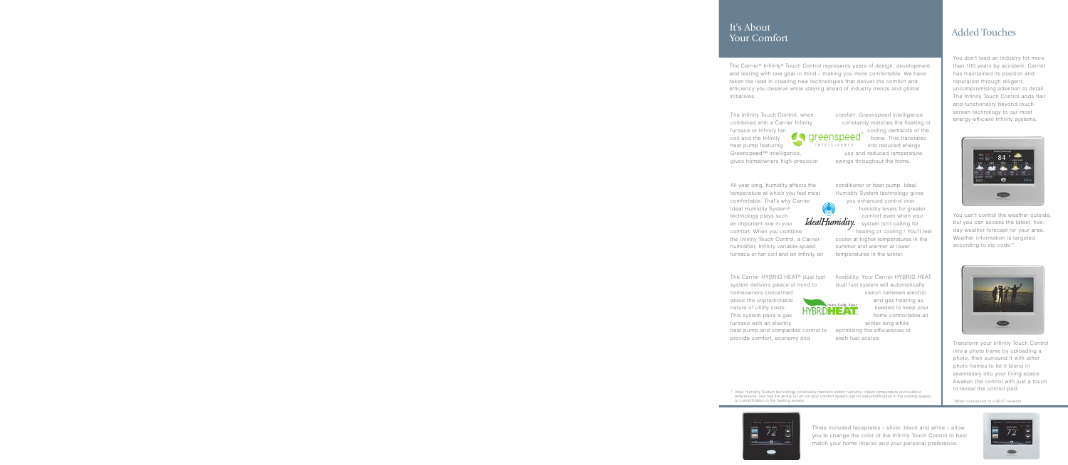## It's About Your Comfort

The Carrier® Infinity® Touch Control represents years of design, development and testing with one goal in mind – making you more comfortable. We have taken the lead in creating new technologies that deliver the comfort and efficiency you deserve while staying ahead of industry trends and global initiatives.

The Infinity Touch Control, when combined with a Carrier Infinity furnace or Infinity fan coil and the Infinity heat pump featuring Greenspeed™ intelligence, gives homeowners high-precision comfort. Greenspeed intelligence constantly matches the heating or cooling demands of the home. This translates into reduced energy use and reduced temperature swings throughout the home.

All year long, humidity affects the temperature at which you feel most comfortable. That's why Carrier Ideal Humidity System® technology plays such an important role in your comfort. When you combine the Infinity Touch Control, a Carrier humidifier, Infinity variable-speed furnace or fan coil and an Infinity air conditioner or heat pump, Ideal Humidity System technology gives you enhanced control over humidity levels for greater comfort even when your system isn't calling for heating or cooling.† You'll feel cooler at higher temperatures in the summer and warmer at lower temperatures in the winter.

The Carrier HYBRID HEAT® dual fuel system delivers peace of mind to homeowners concerned about the unpredictable nature of utility costs. This system pairs a gas furnace with an electric heat pump and compatible control to provide comfort, economy and flexibility. Your Carrier HYBRID HEAT dual fuel system will automatically switch between electric and gas heating as needed to keep your home comfortable all winter long while optimizing the efficiencies of each fuel source.

† Ideal Humidity System technology continually monitors indoor humidity, indoor temperature and outdoor temperature, and has the ability to turn on your comfort system just for dehumidification in the cooling season or humidification in the heating season.

Three included faceplates – silver, black and white – allow you to change the color of the Infinity Touch Control to best match your home interior and your personal preference.

## Added Touches

You don't lead an industry for more than 100 years by accident. Carrier has maintained its position and reputation through diligent, uncompromising attention to detail. The Infinity Touch Control adds flair and functionality beyond touch-screen technology to our most energy-efficient Infinity systems.

You can't control the weather outside, but you can access the latest, five-day weather forecast for your area. Weather information is targeted according to zip code.*

Transform your Infinity Touch Control into a photo frame by uploading a photo, then surround it with other photo frames to let it blend in seamlessly into your living space. Awaken the control with just a touch to reveal the control pad.

*When connected to a Wi-Fi network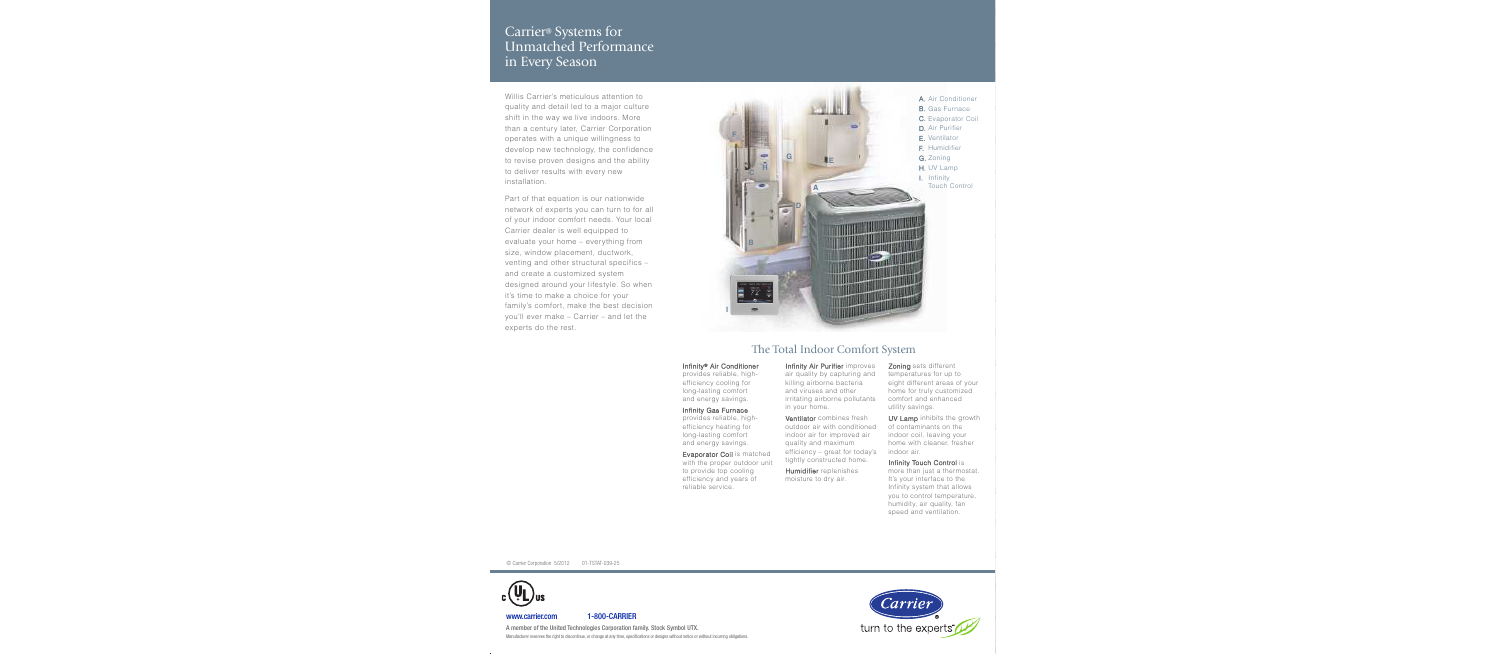# Carrier® Systems for Unmatched Performance in Every Season

Willis Carrier's meticulous attention to quality and detail led to a major culture shift in the way we live indoors. More than a century later, Carrier Corporation operates with a unique willingness to develop new technology, the confidence to revise proven designs and the ability to deliver results with every new installation.

Part of that equation is our nationwide network of experts you can turn to for all of your indoor comfort needs. Your local Carrier dealer is well equipped to evaluate your home – everything from size, window placement, ductwork, venting and other structural specifics – and create a customized system designed around your lifestyle. So when it's time to make a choice for your family's comfort, make the best decision you'll ever make – Carrier – and let the experts do the rest.

A. Air Conditioner
B. Gas Furnace
C. Evaporator Coil
D. Air Purifier
E. Ventilator
F. Humidifier
G. Zoning
H. UV Lamp
I. Infinity Touch Control

## The Total Indoor Comfort System

**Infinity® Air Conditioner** provides reliable, high-efficiency cooling for long-lasting comfort and energy savings.

**Infinity Gas Furnace** provides reliable, high-efficiency heating for long-lasting comfort and energy savings.

**Evaporator Coil** is matched with the proper outdoor unit to provide top cooling efficiency and years of reliable service.

**Infinity Air Purifier** improves air quality by capturing and killing airborne bacteria and viruses and other irritating airborne pollutants in your home.

**Ventilator** combines fresh outdoor air with conditioned indoor air for improved air quality and maximum efficiency – great for today's tightly constructed homes.

**Humidifier** replenishes moisture to dry air.

**Zoning** sets different temperatures for up to eight different areas of your home for truly customized comfort and enhanced utility savings.

**UV Lamp** inhibits the growth of contaminants on the indoor coil, leaving your home with cleaner, fresher indoor air.

**Infinity Touch Control** is more than just a thermostat. It's your interface to the Infinity system that allows you to control temperature, humidity, air quality, fan speed and ventilation.

© Carrier Corporation 5/2012 01-TSSW-030-25

**www.carrier.com** **1-800-CARRIER**

**A member of the United Technologies Corporation family. Stock Symbol UTX.**

Manufacturer reserves the right to discontinue, or change at any time, specifications or designs without notice or without incurring obligations.

Carrier
turn to the experts